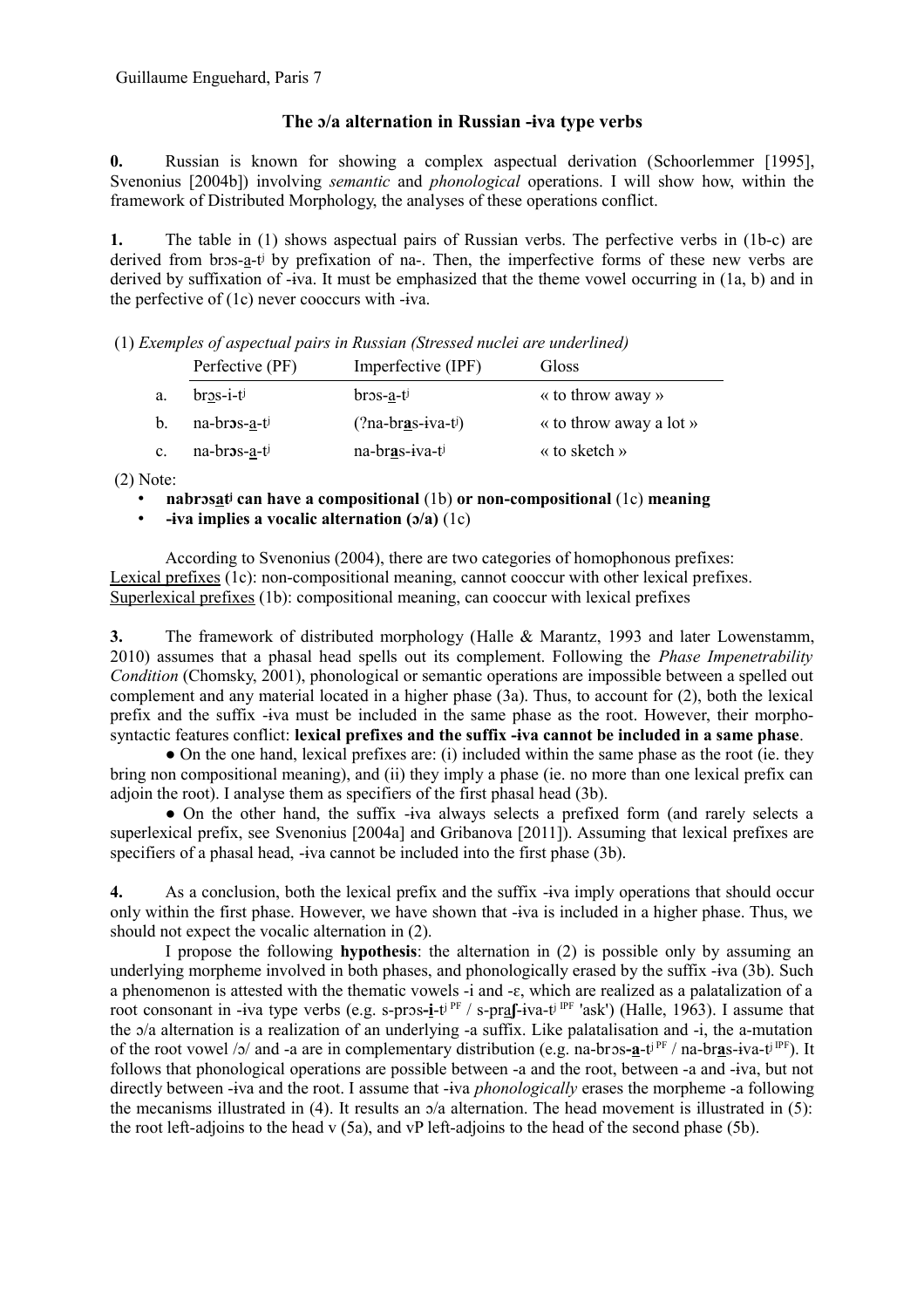Guillaume Enguehard, Paris 7

## The ɔ/a alternation in Russian -ɨva type verbs

**0.** Russian is known for showing a complex aspectual derivation (Schoorlemmer [1995], Svenonius [2004b]) involving *semantic* and *phonological* operations. I will show how, within the framework of Distributed Morphology, the analyses of these operations conflict.

**1.** The table in (1) shows aspectual pairs of Russian verbs. The perfective verbs in (1b-c) are derived from brɔs-a-tʲ by prefixation of na-. Then, the imperfective forms of these new verbs are derived by suffixation of -ɨva. It must be emphasized that the theme vowel occurring in (1a, b) and in the perfective of (1c) never cooccurs with -ɨva.

(1) *Exemples of aspectual pairs in Russian (Stressed nuclei are underlined)*

| | Perfective (PF) | Imperfective (IPF) | Gloss |
|---|---|---|---|
| a. | br<u>ɔ</u>s-i-tʲ | brɔs-<u>a</u>-tʲ | « to throw away » |
| b. | na-br**ɔ**s-<u>a</u>-tʲ | (?na-br<u>**a**</u>s-ɨva-tʲ) | « to throw away a lot » |
| c. | na-br**ɔ**s-<u>a</u>-tʲ | na-br<u>**a**</u>s-ɨva-tʲ | « to sketch » |

(2) Note:

- **nabrɔs<u>a</u>tʲ can have a compositional** (1b) **or non-compositional** (1c) **meaning**
- **-ɨva implies a vocalic alternation (ɔ/a)** (1c)

According to Svenonius (2004), there are two categories of homophonous prefixes:
<u>Lexical prefixes</u> (1c): non-compositional meaning, cannot cooccur with other lexical prefixes.
<u>Superlexical prefixes</u> (1b): compositional meaning, can cooccur with lexical prefixes

**3.** The framework of distributed morphology (Halle & Marantz, 1993 and later Lowenstamm, 2010) assumes that a phasal head spells out its complement. Following the *Phase Impenetrability Condition* (Chomsky, 2001), phonological or semantic operations are impossible between a spelled out complement and any material located in a higher phase (3a). Thus, to account for (2), both the lexical prefix and the suffix -ɨva must be included in the same phase as the root. However, their morpho-syntactic features conflict: **lexical prefixes and the suffix -ɨva cannot be included in a same phase**.

● On the one hand, lexical prefixes are: (i) included within the same phase as the root (ie. they bring non compositional meaning), and (ii) they imply a phase (ie. no more than one lexical prefix can adjoin the root). I analyse them as specifiers of the first phasal head (3b).

● On the other hand, the suffix -ɨva always selects a prefixed form (and rarely selects a superlexical prefix, see Svenonius [2004a] and Gribanova [2011]). Assuming that lexical prefixes are specifiers of a phasal head, -ɨva cannot be included into the first phase (3b).

**4.** As a conclusion, both the lexical prefix and the suffix -ɨva imply operations that should occur only within the first phase. However, we have shown that -ɨva is included in a higher phase. Thus, we should not expect the vocalic alternation in (2).

I propose the following **hypothesis**: the alternation in (2) is possible only by assuming an underlying morpheme involved in both phases, and phonologically erased by the suffix -ɨva (3b). Such a phenomenon is attested with the thematic vowels -i and -ɛ, which are realized as a palatalization of a root consonant in -ɨva type verbs (e.g. s-prɔs-<u>**i**</u>-tʲ PF / s-pr<u>a</u>**ʃ**-ɨva-tʲ IPF 'ask') (Halle, 1963). I assume that the ɔ/a alternation is a realization of an underlying -a suffix. Like palatalisation and -i, the a-mutation of the root vowel /ɔ/ and -a are in complementary distribution (e.g. na-brɔs-<u>**a**</u>-tʲ PF / na-br<u>**a**</u>s-ɨva-tʲ IPF). It follows that phonological operations are possible between -a and the root, between -a and -ɨva, but not directly between -ɨva and the root. I assume that -ɨva *phonologically* erases the morpheme -a following the mecanisms illustrated in (4). It results an ɔ/a alternation. The head movement is illustrated in (5): the root left-adjoins to the head v (5a), and vP left-adjoins to the head of the second phase (5b).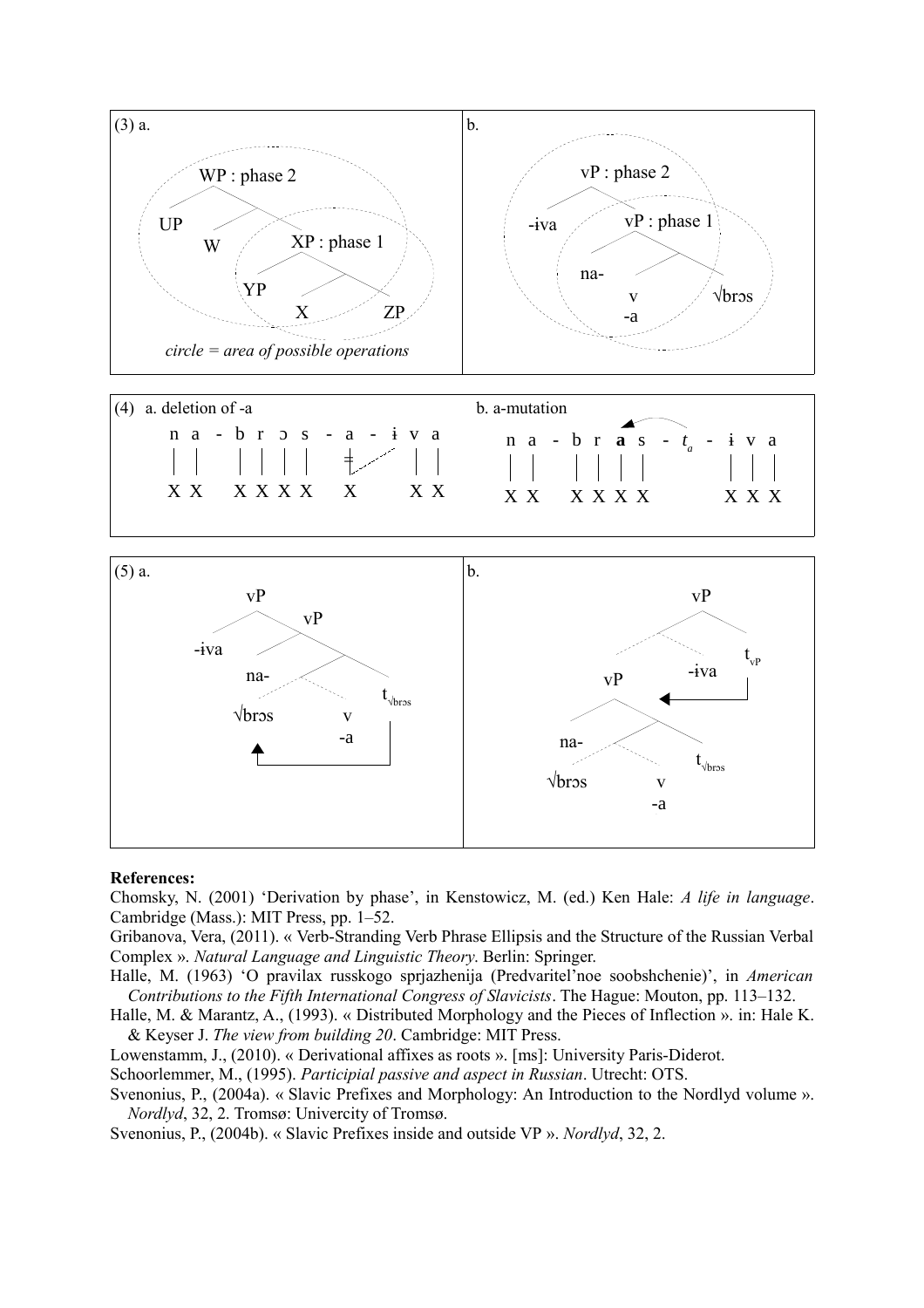(3) a.

WP : phase 2

UP

W

XP : phase 1

YP

X

ZP

*circle = area of possible operations*

b.

vP : phase 2

-ɨva

vP : phase 1

na-

v

-a

√brɔs

(4) a. deletion of -a

n a - b r ɔ s - a - ɨ v a

X X X X X X X X X

b. a-mutation

n a - b r **a** s - $t_a$ - ɨ v a

X X X X X X X X X

(5) a.

vP

vP

-ɨva

na-

$t_{\sqrt{brɔs}}$

√brɔs

v

-a

b.

vP

$t_{vP}$

-ɨva

vP

na-

$t_{\sqrt{brɔs}}$

√brɔs

v

-a

**References:**

Chomsky, N. (2001) 'Derivation by phase', in Kenstowicz, M. (ed.) Ken Hale: *A life in language*. Cambridge (Mass.): MIT Press, pp. 1–52.

Gribanova, Vera, (2011). « Verb-Stranding Verb Phrase Ellipsis and the Structure of the Russian Verbal Complex ». *Natural Language and Linguistic Theory*. Berlin: Springer.

Halle, M. (1963) 'O pravilax russkogo sprjazhenija (Predvaritel'noe soobshchenie)', in *American Contributions to the Fifth International Congress of Slavicists*. The Hague: Mouton, pp. 113–132.

Halle, M. & Marantz, A., (1993). « Distributed Morphology and the Pieces of Inflection ». in: Hale K. & Keyser J. *The view from building 20*. Cambridge: MIT Press.

Lowenstamm, J., (2010). « Derivational affixes as roots ». [ms]: University Paris-Diderot.

Schoorlemmer, M., (1995). *Participial passive and aspect in Russian*. Utrecht: OTS.

Svenonius, P., (2004a). « Slavic Prefixes and Morphology: An Introduction to the Nordlyd volume ». *Nordlyd*, 32, 2. Tromsø: Univercity of Tromsø.

Svenonius, P., (2004b). « Slavic Prefixes inside and outside VP ». *Nordlyd*, 32, 2.